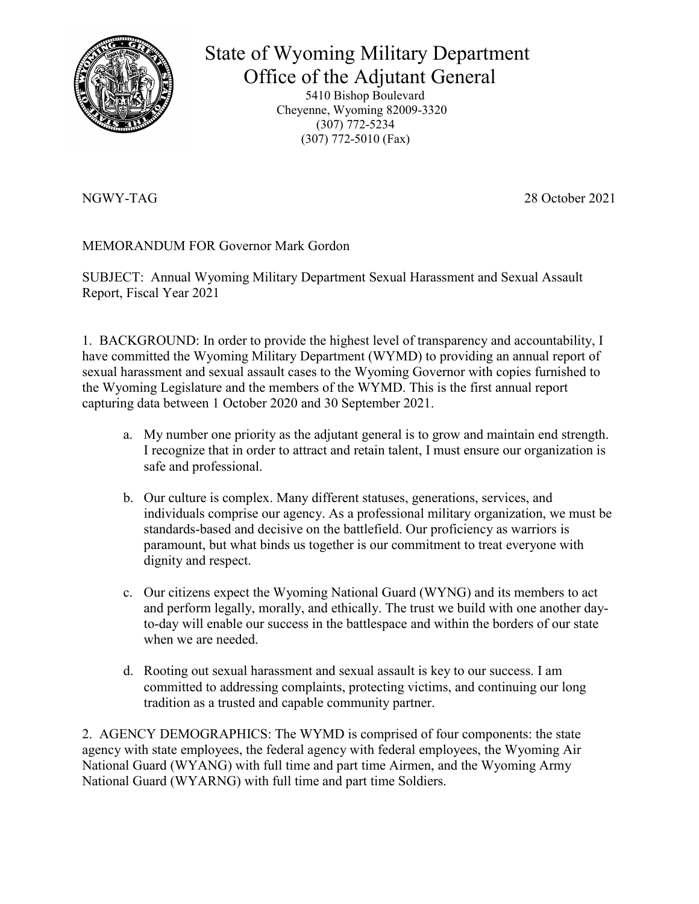# State of Wyoming Military Department
## Office of the Adjutant General

5410 Bishop Boulevard
Cheyenne, Wyoming 82009-3320
(307) 772-5234
(307) 772-5010 (Fax)

NGWY-TAG 28 October 2021

MEMORANDUM FOR Governor Mark Gordon

SUBJECT: Annual Wyoming Military Department Sexual Harassment and Sexual Assault Report, Fiscal Year 2021

1. BACKGROUND: In order to provide the highest level of transparency and accountability, I have committed the Wyoming Military Department (WYMD) to providing an annual report of sexual harassment and sexual assault cases to the Wyoming Governor with copies furnished to the Wyoming Legislature and the members of the WYMD. This is the first annual report capturing data between 1 October 2020 and 30 September 2021.

   a. My number one priority as the adjutant general is to grow and maintain end strength. I recognize that in order to attract and retain talent, I must ensure our organization is safe and professional.

   b. Our culture is complex. Many different statuses, generations, services, and individuals comprise our agency. As a professional military organization, we must be standards-based and decisive on the battlefield. Our proficiency as warriors is paramount, but what binds us together is our commitment to treat everyone with dignity and respect.

   c. Our citizens expect the Wyoming National Guard (WYNG) and its members to act and perform legally, morally, and ethically. The trust we build with one another day-to-day will enable our success in the battlespace and within the borders of our state when we are needed.

   d. Rooting out sexual harassment and sexual assault is key to our success. I am committed to addressing complaints, protecting victims, and continuing our long tradition as a trusted and capable community partner.

2. AGENCY DEMOGRAPHICS: The WYMD is comprised of four components: the state agency with state employees, the federal agency with federal employees, the Wyoming Air National Guard (WYANG) with full time and part time Airmen, and the Wyoming Army National Guard (WYARNG) with full time and part time Soldiers.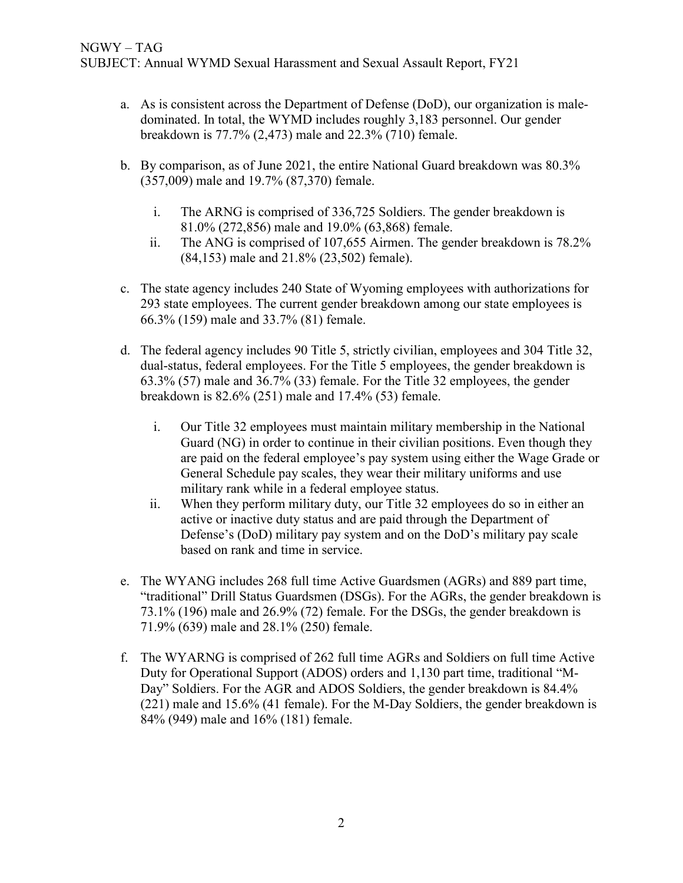a. As is consistent across the Department of Defense (DoD), our organization is male-dominated. In total, the WYMD includes roughly 3,183 personnel. Our gender breakdown is 77.7% (2,473) male and 22.3% (710) female.

b. By comparison, as of June 2021, the entire National Guard breakdown was 80.3% (357,009) male and 19.7% (87,370) female.

   i. The ARNG is comprised of 336,725 Soldiers. The gender breakdown is 81.0% (272,856) male and 19.0% (63,868) female.

   ii. The ANG is comprised of 107,655 Airmen. The gender breakdown is 78.2% (84,153) male and 21.8% (23,502) female).

c. The state agency includes 240 State of Wyoming employees with authorizations for 293 state employees. The current gender breakdown among our state employees is 66.3% (159) male and 33.7% (81) female.

d. The federal agency includes 90 Title 5, strictly civilian, employees and 304 Title 32, dual-status, federal employees. For the Title 5 employees, the gender breakdown is 63.3% (57) male and 36.7% (33) female. For the Title 32 employees, the gender breakdown is 82.6% (251) male and 17.4% (53) female.

   i. Our Title 32 employees must maintain military membership in the National Guard (NG) in order to continue in their civilian positions. Even though they are paid on the federal employee's pay system using either the Wage Grade or General Schedule pay scales, they wear their military uniforms and use military rank while in a federal employee status.

   ii. When they perform military duty, our Title 32 employees do so in either an active or inactive duty status and are paid through the Department of Defense's (DoD) military pay system and on the DoD's military pay scale based on rank and time in service.

e. The WYANG includes 268 full time Active Guardsmen (AGRs) and 889 part time, "traditional" Drill Status Guardsmen (DSGs). For the AGRs, the gender breakdown is 73.1% (196) male and 26.9% (72) female. For the DSGs, the gender breakdown is 71.9% (639) male and 28.1% (250) female.

f. The WYARNG is comprised of 262 full time AGRs and Soldiers on full time Active Duty for Operational Support (ADOS) orders and 1,130 part time, traditional "M-Day" Soldiers. For the AGR and ADOS Soldiers, the gender breakdown is 84.4% (221) male and 15.6% (41 female). For the M-Day Soldiers, the gender breakdown is 84% (949) male and 16% (181) female.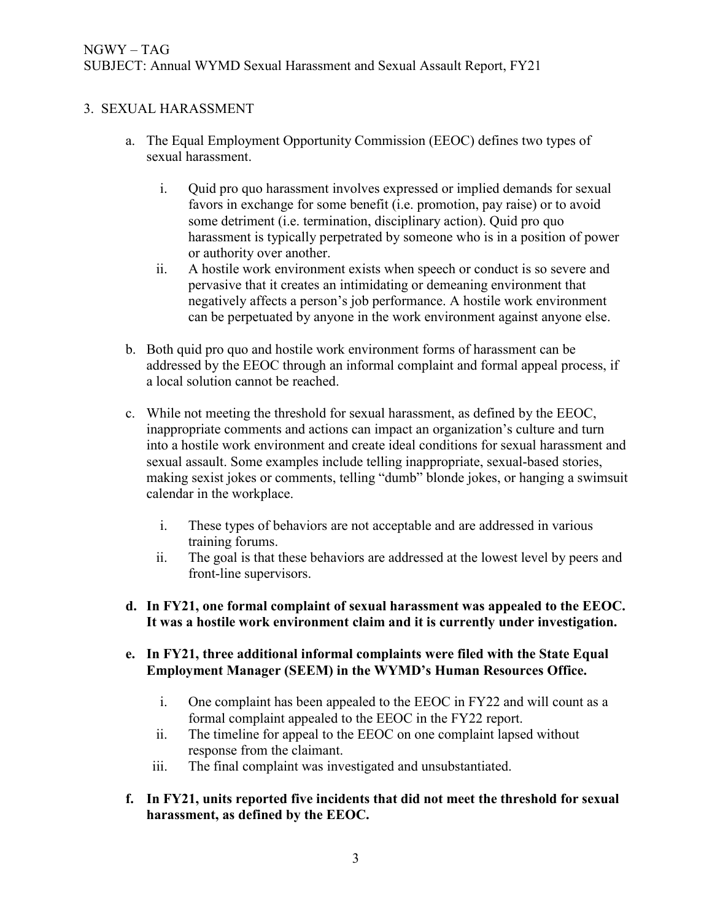## 3. SEXUAL HARASSMENT

a. The Equal Employment Opportunity Commission (EEOC) defines two types of sexual harassment.

   i. Quid pro quo harassment involves expressed or implied demands for sexual favors in exchange for some benefit (i.e. promotion, pay raise) or to avoid some detriment (i.e. termination, disciplinary action). Quid pro quo harassment is typically perpetrated by someone who is in a position of power or authority over another.

   ii. A hostile work environment exists when speech or conduct is so severe and pervasive that it creates an intimidating or demeaning environment that negatively affects a person's job performance. A hostile work environment can be perpetuated by anyone in the work environment against anyone else.

b. Both quid pro quo and hostile work environment forms of harassment can be addressed by the EEOC through an informal complaint and formal appeal process, if a local solution cannot be reached.

c. While not meeting the threshold for sexual harassment, as defined by the EEOC, inappropriate comments and actions can impact an organization's culture and turn into a hostile work environment and create ideal conditions for sexual harassment and sexual assault. Some examples include telling inappropriate, sexual-based stories, making sexist jokes or comments, telling "dumb" blonde jokes, or hanging a swimsuit calendar in the workplace.

   i. These types of behaviors are not acceptable and are addressed in various training forums.

   ii. The goal is that these behaviors are addressed at the lowest level by peers and front-line supervisors.

**d. In FY21, one formal complaint of sexual harassment was appealed to the EEOC. It was a hostile work environment claim and it is currently under investigation.**

**e. In FY21, three additional informal complaints were filed with the State Equal Employment Manager (SEEM) in the WYMD's Human Resources Office.**

   i. One complaint has been appealed to the EEOC in FY22 and will count as a formal complaint appealed to the EEOC in the FY22 report.

   ii. The timeline for appeal to the EEOC on one complaint lapsed without response from the claimant.

   iii. The final complaint was investigated and unsubstantiated.

**f. In FY21, units reported five incidents that did not meet the threshold for sexual harassment, as defined by the EEOC.**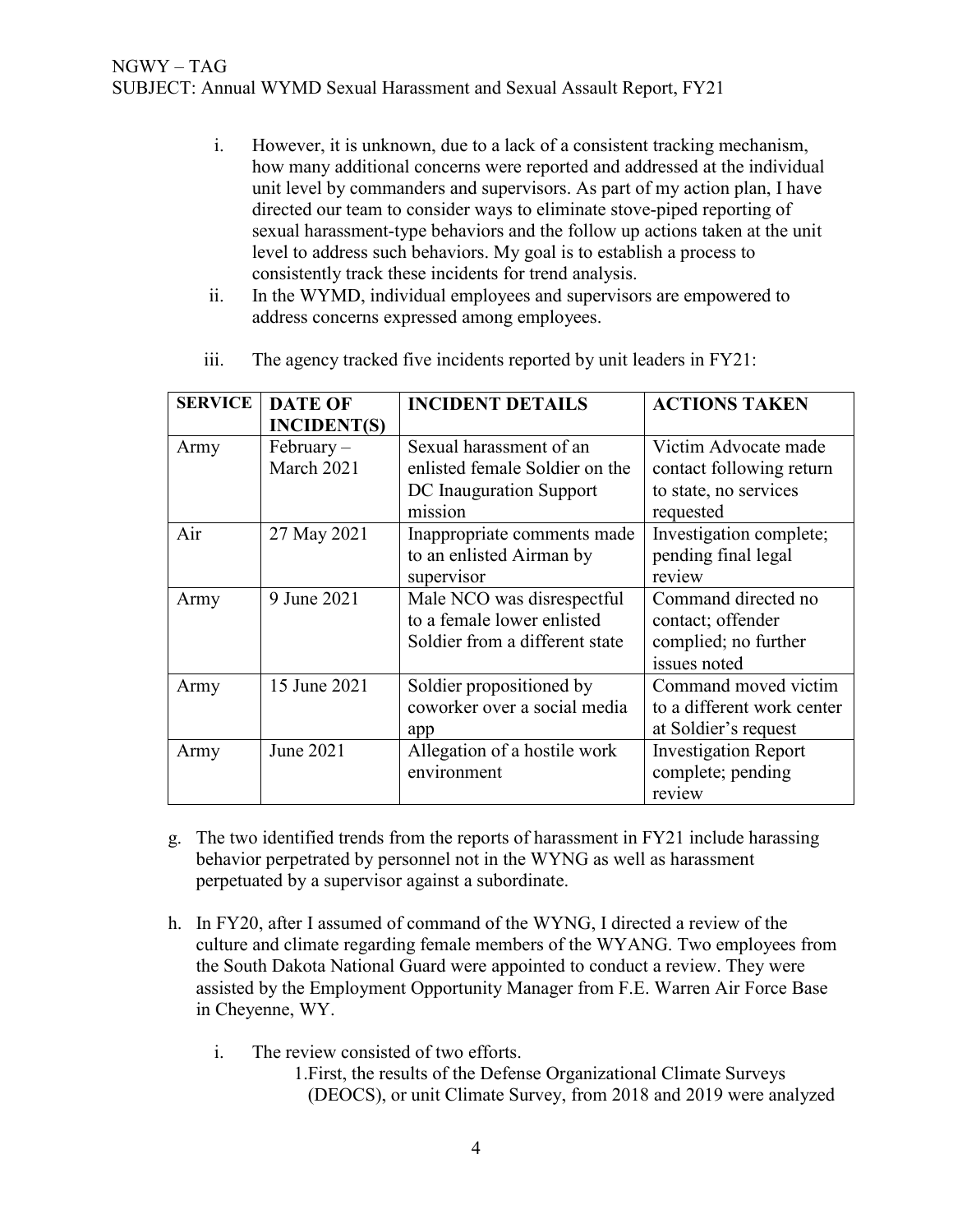i. However, it is unknown, due to a lack of a consistent tracking mechanism, how many additional concerns were reported and addressed at the individual unit level by commanders and supervisors. As part of my action plan, I have directed our team to consider ways to eliminate stove-piped reporting of sexual harassment-type behaviors and the follow up actions taken at the unit level to address such behaviors. My goal is to establish a process to consistently track these incidents for trend analysis.

ii. In the WYMD, individual employees and supervisors are empowered to address concerns expressed among employees.

iii. The agency tracked five incidents reported by unit leaders in FY21:

| SERVICE | DATE OF INCIDENT(S) | INCIDENT DETAILS | ACTIONS TAKEN |
|---|---|---|---|
| Army | February – March 2021 | Sexual harassment of an enlisted female Soldier on the DC Inauguration Support mission | Victim Advocate made contact following return to state, no services requested |
| Air | 27 May 2021 | Inappropriate comments made to an enlisted Airman by supervisor | Investigation complete; pending final legal review |
| Army | 9 June 2021 | Male NCO was disrespectful to a female lower enlisted Soldier from a different state | Command directed no contact; offender complied; no further issues noted |
| Army | 15 June 2021 | Soldier propositioned by coworker over a social media app | Command moved victim to a different work center at Soldier's request |
| Army | June 2021 | Allegation of a hostile work environment | Investigation Report complete; pending review |

g. The two identified trends from the reports of harassment in FY21 include harassing behavior perpetrated by personnel not in the WYNG as well as harassment perpetuated by a supervisor against a subordinate.

h. In FY20, after I assumed of command of the WYNG, I directed a review of the culture and climate regarding female members of the WYANG. Two employees from the South Dakota National Guard were appointed to conduct a review. They were assisted by the Employment Opportunity Manager from F.E. Warren Air Force Base in Cheyenne, WY.

   i. The review consisted of two efforts.

      1. First, the results of the Defense Organizational Climate Surveys (DEOCS), or unit Climate Survey, from 2018 and 2019 were analyzed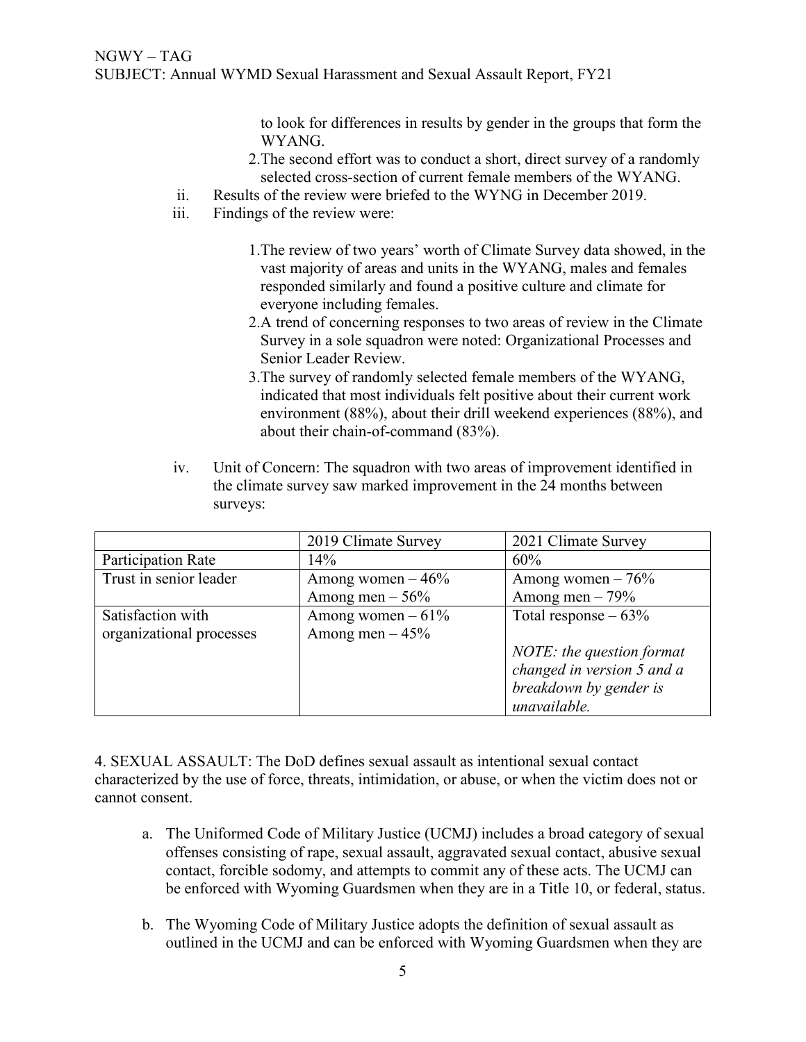to look for differences in results by gender in the groups that form the WYANG.

2. The second effort was to conduct a short, direct survey of a randomly selected cross-section of current female members of the WYANG.

ii. Results of the review were briefed to the WYNG in December 2019.

iii. Findings of the review were:

1. The review of two years' worth of Climate Survey data showed, in the vast majority of areas and units in the WYANG, males and females responded similarly and found a positive culture and climate for everyone including females.
2. A trend of concerning responses to two areas of review in the Climate Survey in a sole squadron were noted: Organizational Processes and Senior Leader Review.
3. The survey of randomly selected female members of the WYANG, indicated that most individuals felt positive about their current work environment (88%), about their drill weekend experiences (88%), and about their chain-of-command (83%).

iv. Unit of Concern: The squadron with two areas of improvement identified in the climate survey saw marked improvement in the 24 months between surveys:

| | 2019 Climate Survey | 2021 Climate Survey |
|---|---|---|
| Participation Rate | 14% | 60% |
| Trust in senior leader | Among women – 46%<br>Among men – 56% | Among women – 76%<br>Among men – 79% |
| Satisfaction with organizational processes | Among women – 61%<br>Among men – 45% | Total response – 63%<br><br>*NOTE: the question format changed in version 5 and a breakdown by gender is unavailable.* |

4. SEXUAL ASSAULT: The DoD defines sexual assault as intentional sexual contact characterized by the use of force, threats, intimidation, or abuse, or when the victim does not or cannot consent.

a. The Uniformed Code of Military Justice (UCMJ) includes a broad category of sexual offenses consisting of rape, sexual assault, aggravated sexual contact, abusive sexual contact, forcible sodomy, and attempts to commit any of these acts. The UCMJ can be enforced with Wyoming Guardsmen when they are in a Title 10, or federal, status.

b. The Wyoming Code of Military Justice adopts the definition of sexual assault as outlined in the UCMJ and can be enforced with Wyoming Guardsmen when they are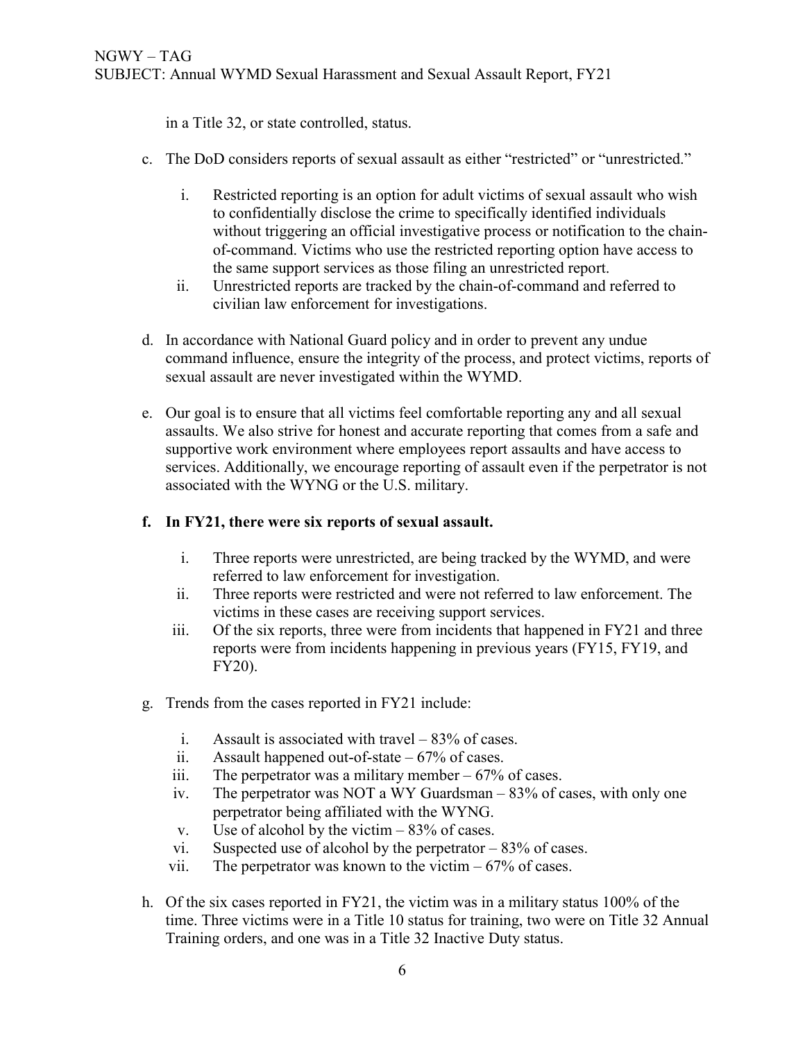in a Title 32, or state controlled, status.

c. The DoD considers reports of sexual assault as either "restricted" or "unrestricted."

   i. Restricted reporting is an option for adult victims of sexual assault who wish to confidentially disclose the crime to specifically identified individuals without triggering an official investigative process or notification to the chain-of-command. Victims who use the restricted reporting option have access to the same support services as those filing an unrestricted report.
   ii. Unrestricted reports are tracked by the chain-of-command and referred to civilian law enforcement for investigations.

d. In accordance with National Guard policy and in order to prevent any undue command influence, ensure the integrity of the process, and protect victims, reports of sexual assault are never investigated within the WYMD.

e. Our goal is to ensure that all victims feel comfortable reporting any and all sexual assaults. We also strive for honest and accurate reporting that comes from a safe and supportive work environment where employees report assaults and have access to services. Additionally, we encourage reporting of assault even if the perpetrator is not associated with the WYNG or the U.S. military.

**f. In FY21, there were six reports of sexual assault.**

   i. Three reports were unrestricted, are being tracked by the WYMD, and were referred to law enforcement for investigation.
   ii. Three reports were restricted and were not referred to law enforcement. The victims in these cases are receiving support services.
   iii. Of the six reports, three were from incidents that happened in FY21 and three reports were from incidents happening in previous years (FY15, FY19, and FY20).

g. Trends from the cases reported in FY21 include:

   i. Assault is associated with travel – 83% of cases.
   ii. Assault happened out-of-state – 67% of cases.
   iii. The perpetrator was a military member – 67% of cases.
   iv. The perpetrator was NOT a WY Guardsman – 83% of cases, with only one perpetrator being affiliated with the WYNG.
   v. Use of alcohol by the victim – 83% of cases.
   vi. Suspected use of alcohol by the perpetrator – 83% of cases.
   vii. The perpetrator was known to the victim – 67% of cases.

h. Of the six cases reported in FY21, the victim was in a military status 100% of the time. Three victims were in a Title 10 status for training, two were on Title 32 Annual Training orders, and one was in a Title 32 Inactive Duty status.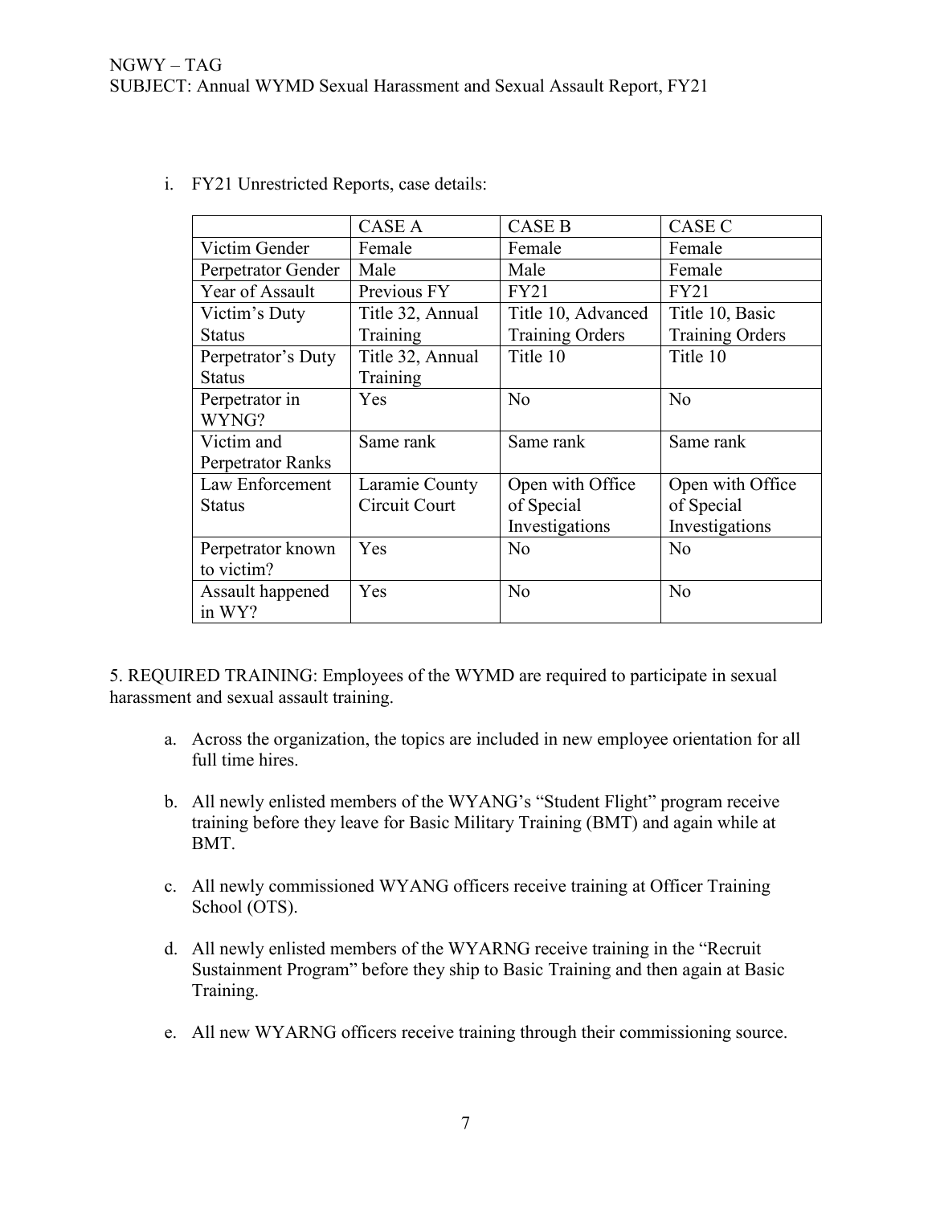i. FY21 Unrestricted Reports, case details:

| | CASE A | CASE B | CASE C |
|---|---|---|---|
| Victim Gender | Female | Female | Female |
| Perpetrator Gender | Male | Male | Female |
| Year of Assault | Previous FY | FY21 | FY21 |
| Victim's Duty Status | Title 32, Annual Training | Title 10, Advanced Training Orders | Title 10, Basic Training Orders |
| Perpetrator's Duty Status | Title 32, Annual Training | Title 10 | Title 10 |
| Perpetrator in WYNG? | Yes | No | No |
| Victim and Perpetrator Ranks | Same rank | Same rank | Same rank |
| Law Enforcement Status | Laramie County Circuit Court | Open with Office of Special Investigations | Open with Office of Special Investigations |
| Perpetrator known to victim? | Yes | No | No |
| Assault happened in WY? | Yes | No | No |

5. REQUIRED TRAINING: Employees of the WYMD are required to participate in sexual harassment and sexual assault training.

a. Across the organization, the topics are included in new employee orientation for all full time hires.

b. All newly enlisted members of the WYANG's "Student Flight" program receive training before they leave for Basic Military Training (BMT) and again while at BMT.

c. All newly commissioned WYANG officers receive training at Officer Training School (OTS).

d. All newly enlisted members of the WYARNG receive training in the "Recruit Sustainment Program" before they ship to Basic Training and then again at Basic Training.

e. All new WYARNG officers receive training through their commissioning source.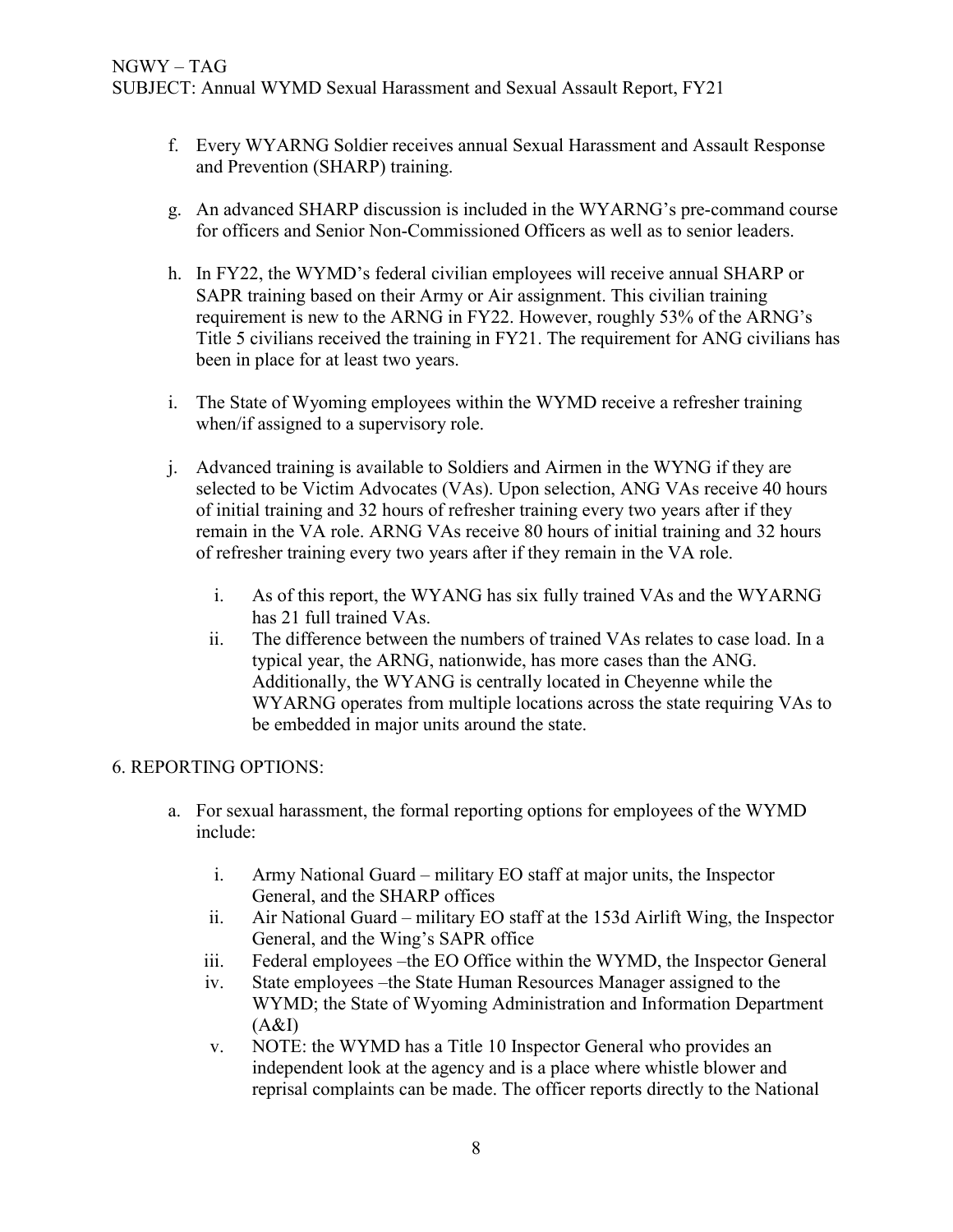f. Every WYARNG Soldier receives annual Sexual Harassment and Assault Response and Prevention (SHARP) training.

g. An advanced SHARP discussion is included in the WYARNG's pre-command course for officers and Senior Non-Commissioned Officers as well as to senior leaders.

h. In FY22, the WYMD's federal civilian employees will receive annual SHARP or SAPR training based on their Army or Air assignment. This civilian training requirement is new to the ARNG in FY22. However, roughly 53% of the ARNG's Title 5 civilians received the training in FY21. The requirement for ANG civilians has been in place for at least two years.

i. The State of Wyoming employees within the WYMD receive a refresher training when/if assigned to a supervisory role.

j. Advanced training is available to Soldiers and Airmen in the WYNG if they are selected to be Victim Advocates (VAs). Upon selection, ANG VAs receive 40 hours of initial training and 32 hours of refresher training every two years after if they remain in the VA role. ARNG VAs receive 80 hours of initial training and 32 hours of refresher training every two years after if they remain in the VA role.

   i. As of this report, the WYANG has six fully trained VAs and the WYARNG has 21 full trained VAs.
   ii. The difference between the numbers of trained VAs relates to case load. In a typical year, the ARNG, nationwide, has more cases than the ANG. Additionally, the WYANG is centrally located in Cheyenne while the WYARNG operates from multiple locations across the state requiring VAs to be embedded in major units around the state.

## 6. REPORTING OPTIONS:

a. For sexual harassment, the formal reporting options for employees of the WYMD include:

   i. Army National Guard – military EO staff at major units, the Inspector General, and the SHARP offices
   ii. Air National Guard – military EO staff at the 153d Airlift Wing, the Inspector General, and the Wing's SAPR office
   iii. Federal employees –the EO Office within the WYMD, the Inspector General
   iv. State employees –the State Human Resources Manager assigned to the WYMD; the State of Wyoming Administration and Information Department (A&I)
   v. NOTE: the WYMD has a Title 10 Inspector General who provides an independent look at the agency and is a place where whistle blower and reprisal complaints can be made. The officer reports directly to the National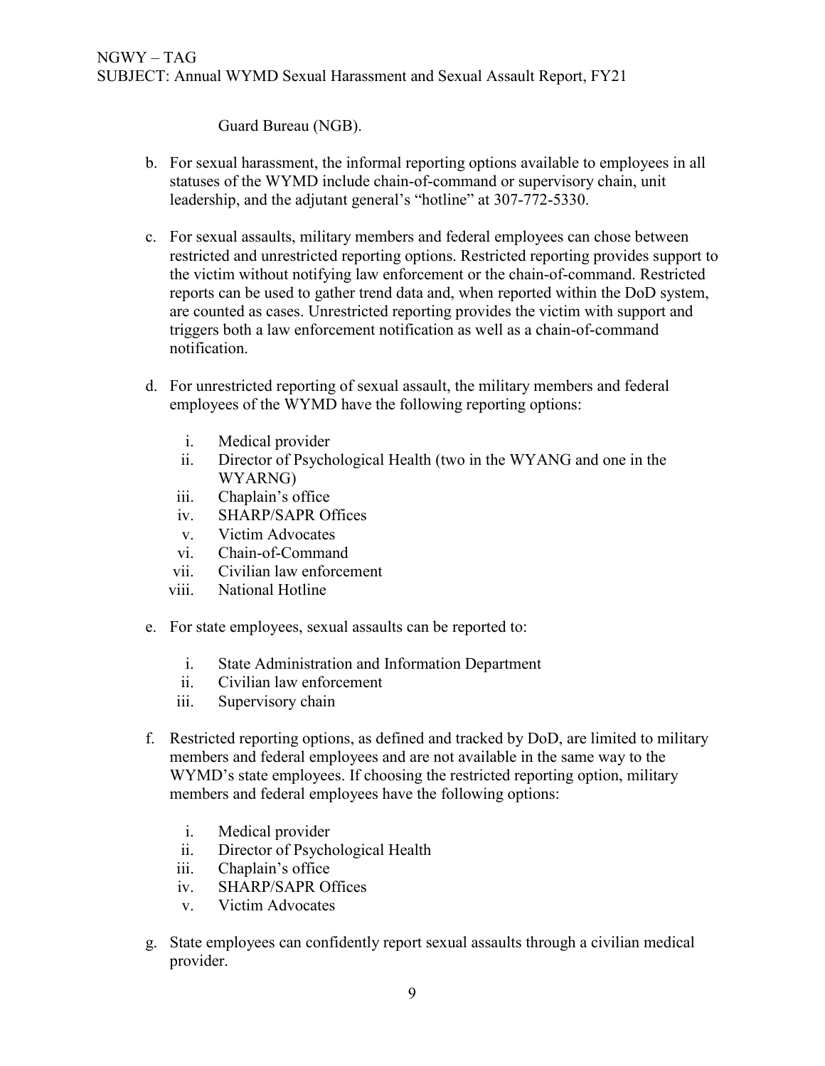Guard Bureau (NGB).

b. For sexual harassment, the informal reporting options available to employees in all statuses of the WYMD include chain-of-command or supervisory chain, unit leadership, and the adjutant general's "hotline" at 307-772-5330.

c. For sexual assaults, military members and federal employees can chose between restricted and unrestricted reporting options. Restricted reporting provides support to the victim without notifying law enforcement or the chain-of-command. Restricted reports can be used to gather trend data and, when reported within the DoD system, are counted as cases. Unrestricted reporting provides the victim with support and triggers both a law enforcement notification as well as a chain-of-command notification.

d. For unrestricted reporting of sexual assault, the military members and federal employees of the WYMD have the following reporting options:

   i. Medical provider
   ii. Director of Psychological Health (two in the WYANG and one in the WYARNG)
   iii. Chaplain's office
   iv. SHARP/SAPR Offices
   v. Victim Advocates
   vi. Chain-of-Command
   vii. Civilian law enforcement
   viii. National Hotline

e. For state employees, sexual assaults can be reported to:

   i. State Administration and Information Department
   ii. Civilian law enforcement
   iii. Supervisory chain

f. Restricted reporting options, as defined and tracked by DoD, are limited to military members and federal employees and are not available in the same way to the WYMD's state employees. If choosing the restricted reporting option, military members and federal employees have the following options:

   i. Medical provider
   ii. Director of Psychological Health
   iii. Chaplain's office
   iv. SHARP/SAPR Offices
   v. Victim Advocates

g. State employees can confidently report sexual assaults through a civilian medical provider.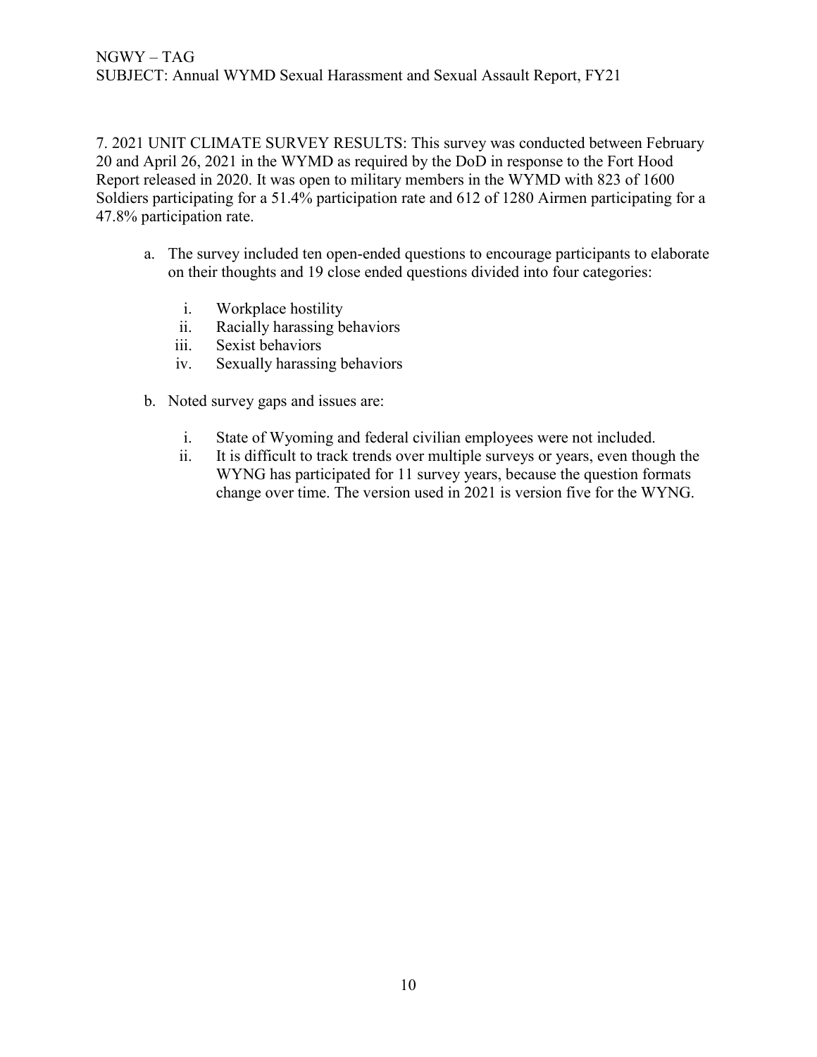7. 2021 UNIT CLIMATE SURVEY RESULTS: This survey was conducted between February 20 and April 26, 2021 in the WYMD as required by the DoD in response to the Fort Hood Report released in 2020. It was open to military members in the WYMD with 823 of 1600 Soldiers participating for a 51.4% participation rate and 612 of 1280 Airmen participating for a 47.8% participation rate.

a. The survey included ten open-ended questions to encourage participants to elaborate on their thoughts and 19 close ended questions divided into four categories:

   i. Workplace hostility
   ii. Racially harassing behaviors
   iii. Sexist behaviors
   iv. Sexually harassing behaviors

b. Noted survey gaps and issues are:

   i. State of Wyoming and federal civilian employees were not included.
   ii. It is difficult to track trends over multiple surveys or years, even though the WYNG has participated for 11 survey years, because the question formats change over time. The version used in 2021 is version five for the WYNG.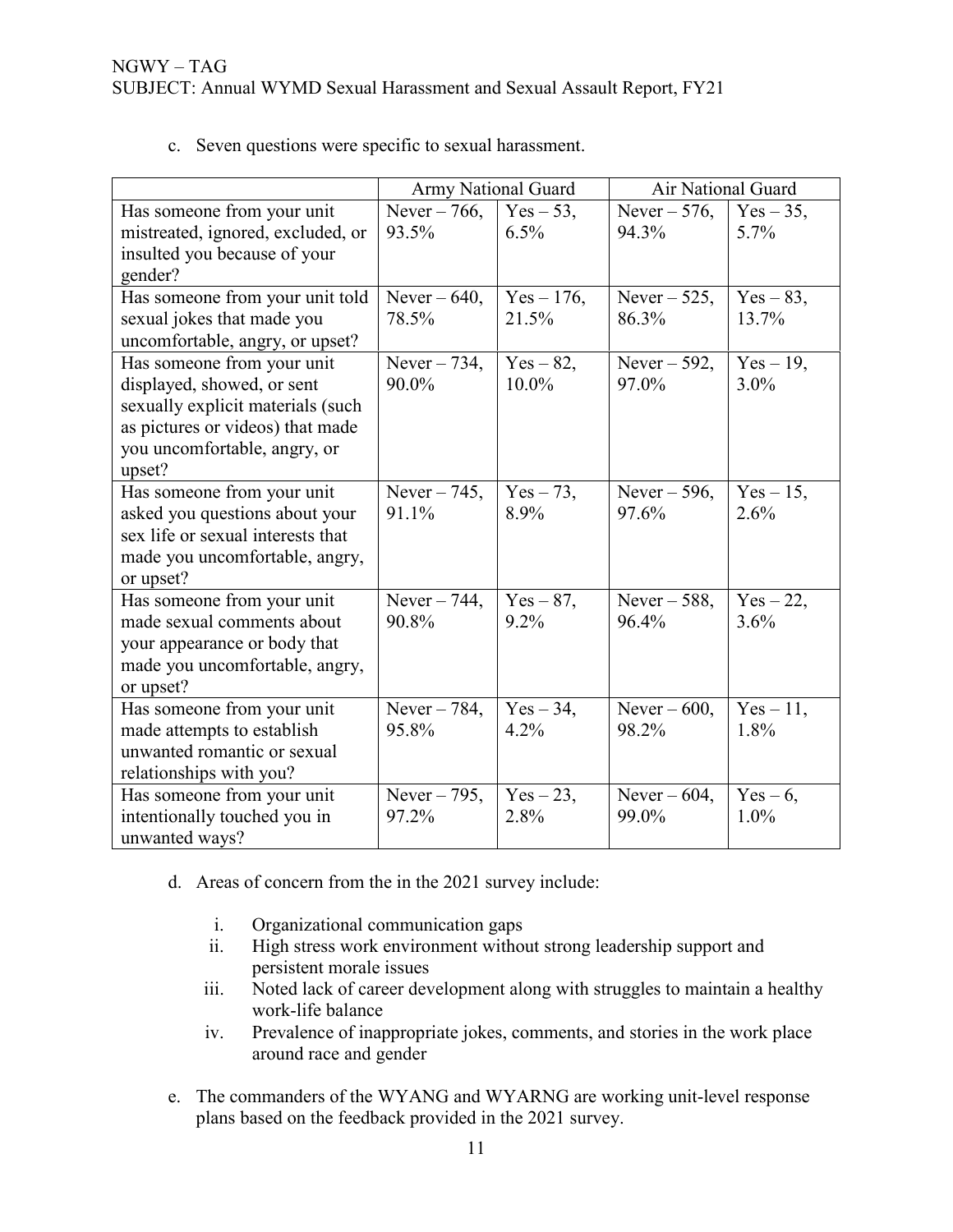c. Seven questions were specific to sexual harassment.

| | Army National Guard | | Air National Guard | |
|---|---|---|---|---|
| Has someone from your unit mistreated, ignored, excluded, or insulted you because of your gender? | Never – 766, 93.5% | Yes – 53, 6.5% | Never – 576, 94.3% | Yes – 35, 5.7% |
| Has someone from your unit told sexual jokes that made you uncomfortable, angry, or upset? | Never – 640, 78.5% | Yes – 176, 21.5% | Never – 525, 86.3% | Yes – 83, 13.7% |
| Has someone from your unit displayed, showed, or sent sexually explicit materials (such as pictures or videos) that made you uncomfortable, angry, or upset? | Never – 734, 90.0% | Yes – 82, 10.0% | Never – 592, 97.0% | Yes – 19, 3.0% |
| Has someone from your unit asked you questions about your sex life or sexual interests that made you uncomfortable, angry, or upset? | Never – 745, 91.1% | Yes – 73, 8.9% | Never – 596, 97.6% | Yes – 15, 2.6% |
| Has someone from your unit made sexual comments about your appearance or body that made you uncomfortable, angry, or upset? | Never – 744, 90.8% | Yes – 87, 9.2% | Never – 588, 96.4% | Yes – 22, 3.6% |
| Has someone from your unit made attempts to establish unwanted romantic or sexual relationships with you? | Never – 784, 95.8% | Yes – 34, 4.2% | Never – 600, 98.2% | Yes – 11, 1.8% |
| Has someone from your unit intentionally touched you in unwanted ways? | Never – 795, 97.2% | Yes – 23, 2.8% | Never – 604, 99.0% | Yes – 6, 1.0% |

d. Areas of concern from the in the 2021 survey include:

  i. Organizational communication gaps
  ii. High stress work environment without strong leadership support and persistent morale issues
  iii. Noted lack of career development along with struggles to maintain a healthy work-life balance
  iv. Prevalence of inappropriate jokes, comments, and stories in the work place around race and gender

e. The commanders of the WYANG and WYARNG are working unit-level response plans based on the feedback provided in the 2021 survey.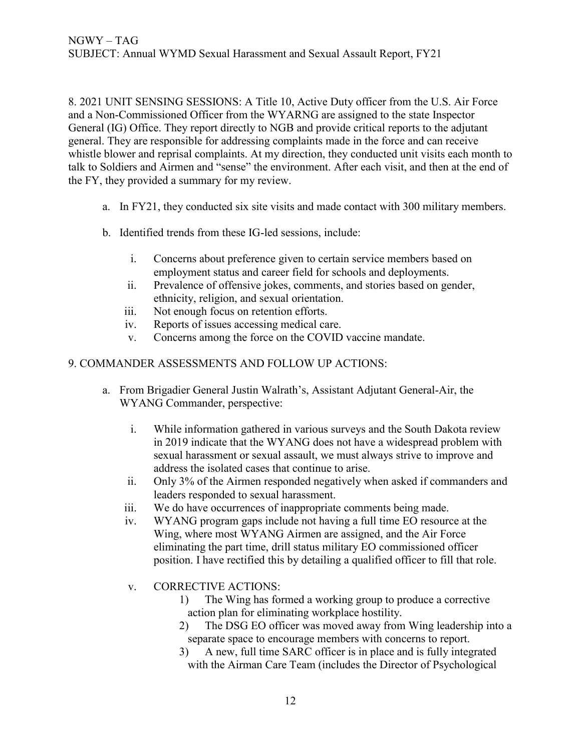8. 2021 UNIT SENSING SESSIONS: A Title 10, Active Duty officer from the U.S. Air Force and a Non-Commissioned Officer from the WYARNG are assigned to the state Inspector General (IG) Office. They report directly to NGB and provide critical reports to the adjutant general. They are responsible for addressing complaints made in the force and can receive whistle blower and reprisal complaints. At my direction, they conducted unit visits each month to talk to Soldiers and Airmen and "sense" the environment. After each visit, and then at the end of the FY, they provided a summary for my review.

a. In FY21, they conducted six site visits and made contact with 300 military members.

b. Identified trends from these IG-led sessions, include:

   i. Concerns about preference given to certain service members based on employment status and career field for schools and deployments.
   
   ii. Prevalence of offensive jokes, comments, and stories based on gender, ethnicity, religion, and sexual orientation.
   
   iii. Not enough focus on retention efforts.
   
   iv. Reports of issues accessing medical care.
   
   v. Concerns among the force on the COVID vaccine mandate.

9. COMMANDER ASSESSMENTS AND FOLLOW UP ACTIONS:

a. From Brigadier General Justin Walrath's, Assistant Adjutant General-Air, the WYANG Commander, perspective:

   i. While information gathered in various surveys and the South Dakota review in 2019 indicate that the WYANG does not have a widespread problem with sexual harassment or sexual assault, we must always strive to improve and address the isolated cases that continue to arise.
   
   ii. Only 3% of the Airmen responded negatively when asked if commanders and leaders responded to sexual harassment.
   
   iii. We do have occurrences of inappropriate comments being made.
   
   iv. WYANG program gaps include not having a full time EO resource at the Wing, where most WYANG Airmen are assigned, and the Air Force eliminating the part time, drill status military EO commissioned officer position. I have rectified this by detailing a qualified officer to fill that role.
   
   v. CORRECTIVE ACTIONS:
   
      1) The Wing has formed a working group to produce a corrective action plan for eliminating workplace hostility.
      
      2) The DSG EO officer was moved away from Wing leadership into a separate space to encourage members with concerns to report.
      
      3) A new, full time SARC officer is in place and is fully integrated with the Airman Care Team (includes the Director of Psychological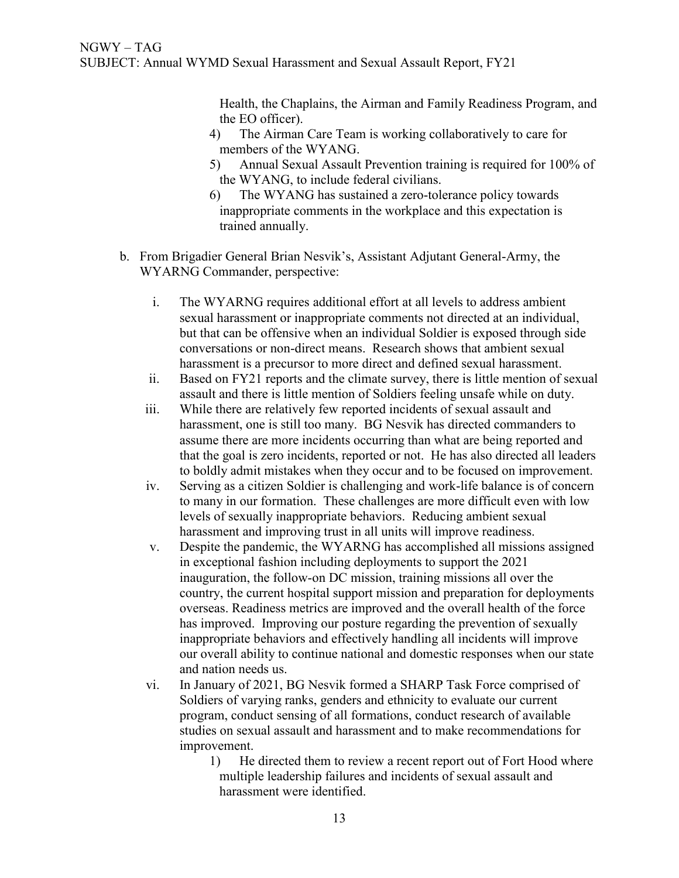Health, the Chaplains, the Airman and Family Readiness Program, and the EO officer).

4) The Airman Care Team is working collaboratively to care for members of the WYANG.
5) Annual Sexual Assault Prevention training is required for 100% of the WYANG, to include federal civilians.
6) The WYANG has sustained a zero-tolerance policy towards inappropriate comments in the workplace and this expectation is trained annually.

b. From Brigadier General Brian Nesvik's, Assistant Adjutant General-Army, the WYARNG Commander, perspective:

   i. The WYARNG requires additional effort at all levels to address ambient sexual harassment or inappropriate comments not directed at an individual, but that can be offensive when an individual Soldier is exposed through side conversations or non-direct means. Research shows that ambient sexual harassment is a precursor to more direct and defined sexual harassment.

   ii. Based on FY21 reports and the climate survey, there is little mention of sexual assault and there is little mention of Soldiers feeling unsafe while on duty.

   iii. While there are relatively few reported incidents of sexual assault and harassment, one is still too many. BG Nesvik has directed commanders to assume there are more incidents occurring than what are being reported and that the goal is zero incidents, reported or not. He has also directed all leaders to boldly admit mistakes when they occur and to be focused on improvement.

   iv. Serving as a citizen Soldier is challenging and work-life balance is of concern to many in our formation. These challenges are more difficult even with low levels of sexually inappropriate behaviors. Reducing ambient sexual harassment and improving trust in all units will improve readiness.

   v. Despite the pandemic, the WYARNG has accomplished all missions assigned in exceptional fashion including deployments to support the 2021 inauguration, the follow-on DC mission, training missions all over the country, the current hospital support mission and preparation for deployments overseas. Readiness metrics are improved and the overall health of the force has improved. Improving our posture regarding the prevention of sexually inappropriate behaviors and effectively handling all incidents will improve our overall ability to continue national and domestic responses when our state and nation needs us.

   vi. In January of 2021, BG Nesvik formed a SHARP Task Force comprised of Soldiers of varying ranks, genders and ethnicity to evaluate our current program, conduct sensing of all formations, conduct research of available studies on sexual assault and harassment and to make recommendations for improvement.

      1) He directed them to review a recent report out of Fort Hood where multiple leadership failures and incidents of sexual assault and harassment were identified.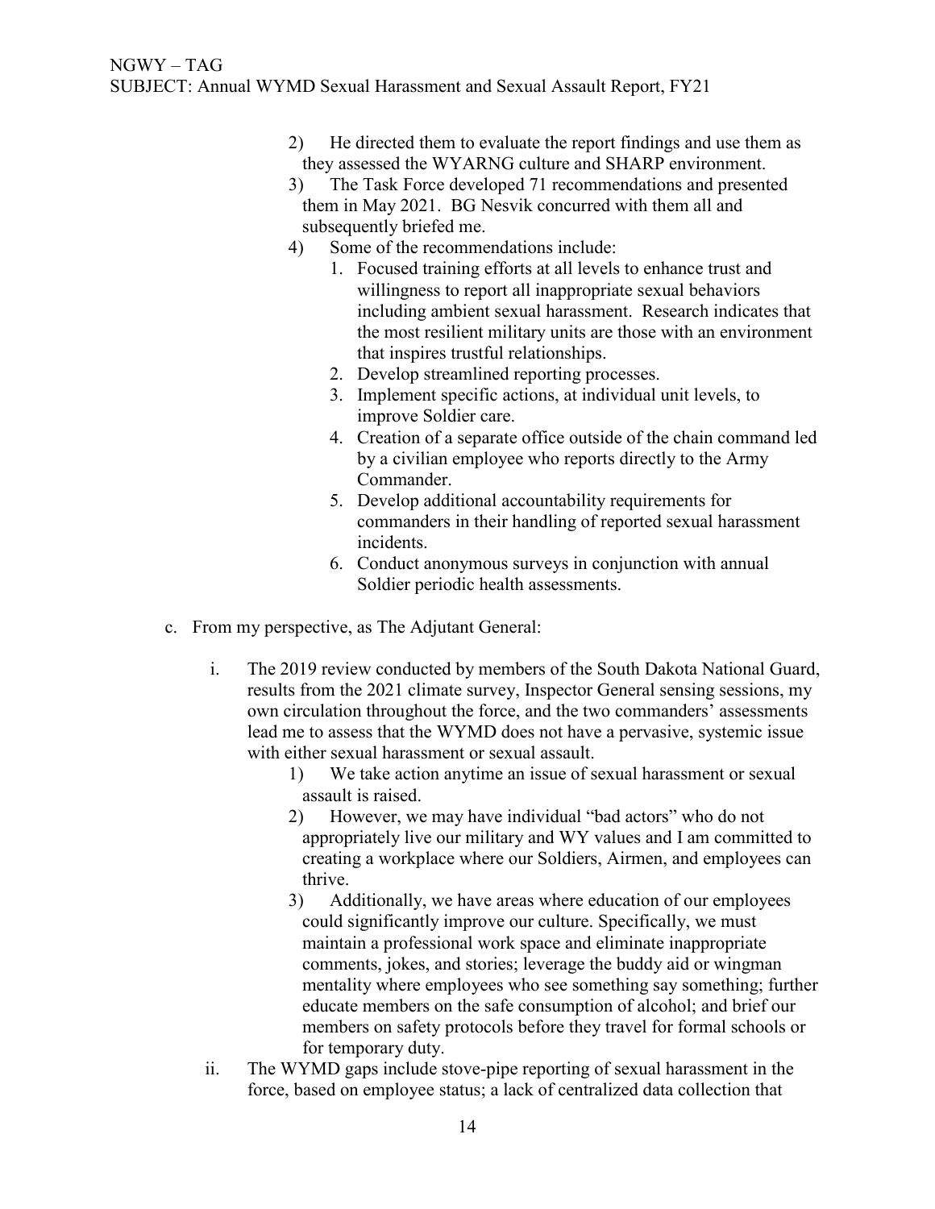2) He directed them to evaluate the report findings and use them as they assessed the WYARNG culture and SHARP environment.
3) The Task Force developed 71 recommendations and presented them in May 2021. BG Nesvik concurred with them all and subsequently briefed me.
4) Some of the recommendations include:
    1. Focused training efforts at all levels to enhance trust and willingness to report all inappropriate sexual behaviors including ambient sexual harassment. Research indicates that the most resilient military units are those with an environment that inspires trustful relationships.
    2. Develop streamlined reporting processes.
    3. Implement specific actions, at individual unit levels, to improve Soldier care.
    4. Creation of a separate office outside of the chain command led by a civilian employee who reports directly to the Army Commander.
    5. Develop additional accountability requirements for commanders in their handling of reported sexual harassment incidents.
    6. Conduct anonymous surveys in conjunction with annual Soldier periodic health assessments.

c. From my perspective, as The Adjutant General:

i. The 2019 review conducted by members of the South Dakota National Guard, results from the 2021 climate survey, Inspector General sensing sessions, my own circulation throughout the force, and the two commanders' assessments lead me to assess that the WYMD does not have a pervasive, systemic issue with either sexual harassment or sexual assault.

1) We take action anytime an issue of sexual harassment or sexual assault is raised.
2) However, we may have individual "bad actors" who do not appropriately live our military and WY values and I am committed to creating a workplace where our Soldiers, Airmen, and employees can thrive.
3) Additionally, we have areas where education of our employees could significantly improve our culture. Specifically, we must maintain a professional work space and eliminate inappropriate comments, jokes, and stories; leverage the buddy aid or wingman mentality where employees who see something say something; further educate members on the safe consumption of alcohol; and brief our members on safety protocols before they travel for formal schools or for temporary duty.

ii. The WYMD gaps include stove-pipe reporting of sexual harassment in the force, based on employee status; a lack of centralized data collection that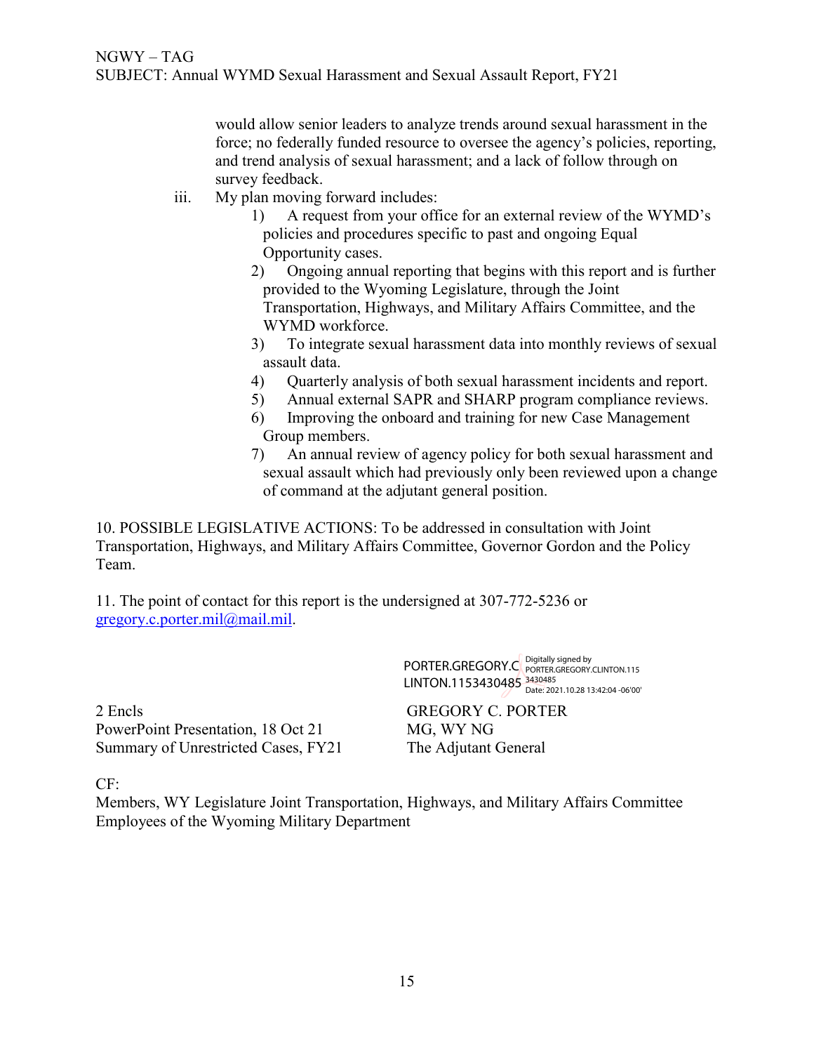would allow senior leaders to analyze trends around sexual harassment in the force; no federally funded resource to oversee the agency's policies, reporting, and trend analysis of sexual harassment; and a lack of follow through on survey feedback.

iii. My plan moving forward includes:

1) A request from your office for an external review of the WYMD's policies and procedures specific to past and ongoing Equal Opportunity cases.
2) Ongoing annual reporting that begins with this report and is further provided to the Wyoming Legislature, through the Joint Transportation, Highways, and Military Affairs Committee, and the WYMD workforce.
3) To integrate sexual harassment data into monthly reviews of sexual assault data.
4) Quarterly analysis of both sexual harassment incidents and report.
5) Annual external SAPR and SHARP program compliance reviews.
6) Improving the onboard and training for new Case Management Group members.
7) An annual review of agency policy for both sexual harassment and sexual assault which had previously only been reviewed upon a change of command at the adjutant general position.

10. POSSIBLE LEGISLATIVE ACTIONS: To be addressed in consultation with Joint Transportation, Highways, and Military Affairs Committee, Governor Gordon and the Policy Team.

11. The point of contact for this report is the undersigned at 307-772-5236 or gregory.c.porter.mil@mail.mil.

PORTER.GREGORY.CLINTON.1153430485
Digitally signed by PORTER.GREGORY.CLINTON.1153430485
Date: 2021.10.28 13:42:04 -06'00'

GREGORY C. PORTER
MG, WY NG
The Adjutant General

2 Encls
PowerPoint Presentation, 18 Oct 21
Summary of Unrestricted Cases, FY21

CF:
Members, WY Legislature Joint Transportation, Highways, and Military Affairs Committee
Employees of the Wyoming Military Department